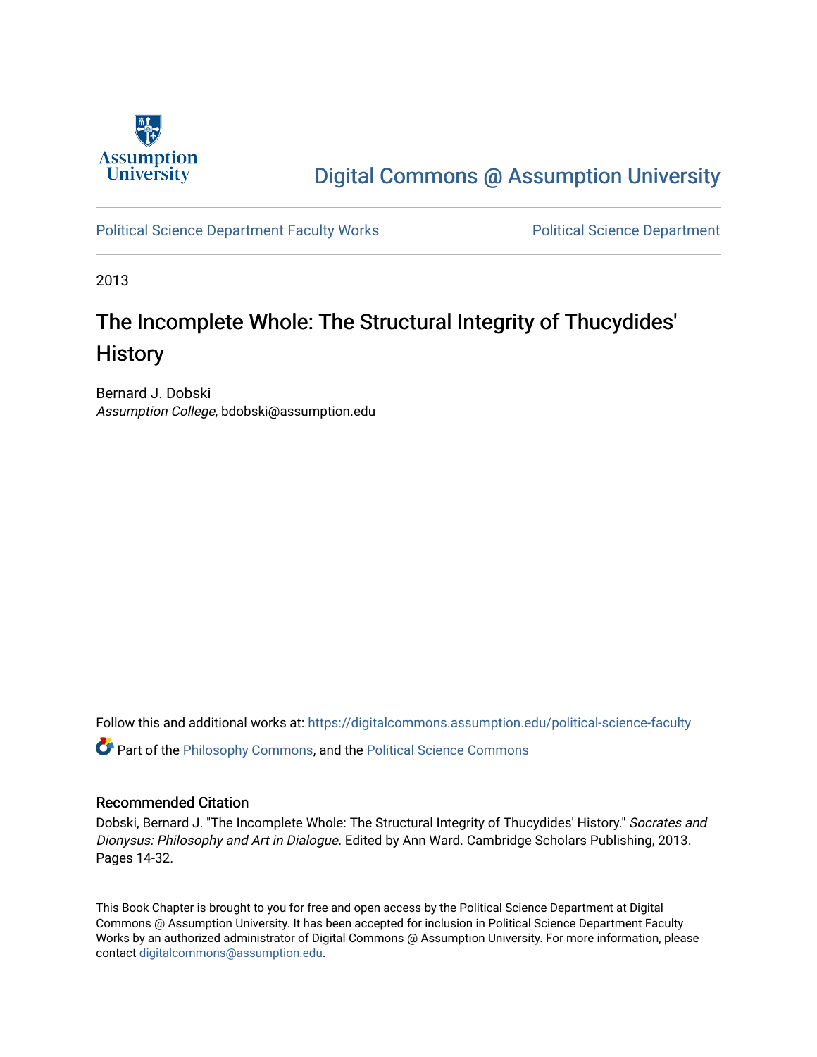Assumption University

Digital Commons @ Assumption University

Political Science Department Faculty Works

Political Science Department

2013

# The Incomplete Whole: The Structural Integrity of Thucydides' History

Bernard J. Dobski
*Assumption College*, bdobski@assumption.edu

Follow this and additional works at: https://digitalcommons.assumption.edu/political-science-faculty

Part of the Philosophy Commons, and the Political Science Commons

## Recommended Citation

Dobski, Bernard J. "The Incomplete Whole: The Structural Integrity of Thucydides' History." *Socrates and Dionysus: Philosophy and Art in Dialogue*. Edited by Ann Ward. Cambridge Scholars Publishing, 2013. Pages 14-32.

This Book Chapter is brought to you for free and open access by the Political Science Department at Digital Commons @ Assumption University. It has been accepted for inclusion in Political Science Department Faculty Works by an authorized administrator of Digital Commons @ Assumption University. For more information, please contact digitalcommons@assumption.edu.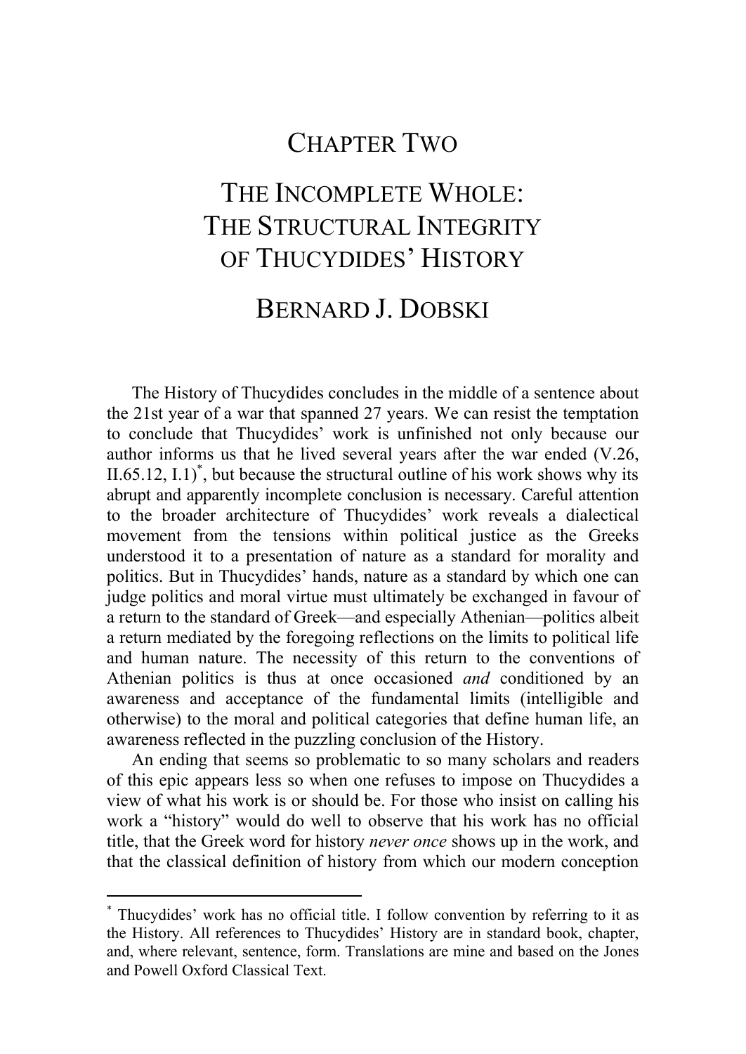# Chapter Two

# The Incomplete Whole: The Structural Integrity of Thucydides' History

## Bernard J. Dobski

The History of Thucydides concludes in the middle of a sentence about the 21st year of a war that spanned 27 years. We can resist the temptation to conclude that Thucydides' work is unfinished not only because our author informs us that he lived several years after the war ended (V.26, II.65.12, I.1)[*], but because the structural outline of his work shows why its abrupt and apparently incomplete conclusion is necessary. Careful attention to the broader architecture of Thucydides' work reveals a dialectical movement from the tensions within political justice as the Greeks understood it to a presentation of nature as a standard for morality and politics. But in Thucydides' hands, nature as a standard by which one can judge politics and moral virtue must ultimately be exchanged in favour of a return to the standard of Greek—and especially Athenian—politics albeit a return mediated by the foregoing reflections on the limits to political life and human nature. The necessity of this return to the conventions of Athenian politics is thus at once occasioned *and* conditioned by an awareness and acceptance of the fundamental limits (intelligible and otherwise) to the moral and political categories that define human life, an awareness reflected in the puzzling conclusion of the History.

An ending that seems so problematic to so many scholars and readers of this epic appears less so when one refuses to impose on Thucydides a view of what his work is or should be. For those who insist on calling his work a "history" would do well to observe that his work has no official title, that the Greek word for history *never once* shows up in the work, and that the classical definition of history from which our modern conception

---

[*] Thucydides' work has no official title. I follow convention by referring to it as the History. All references to Thucydides' History are in standard book, chapter, and, where relevant, sentence, form. Translations are mine and based on the Jones and Powell Oxford Classical Text.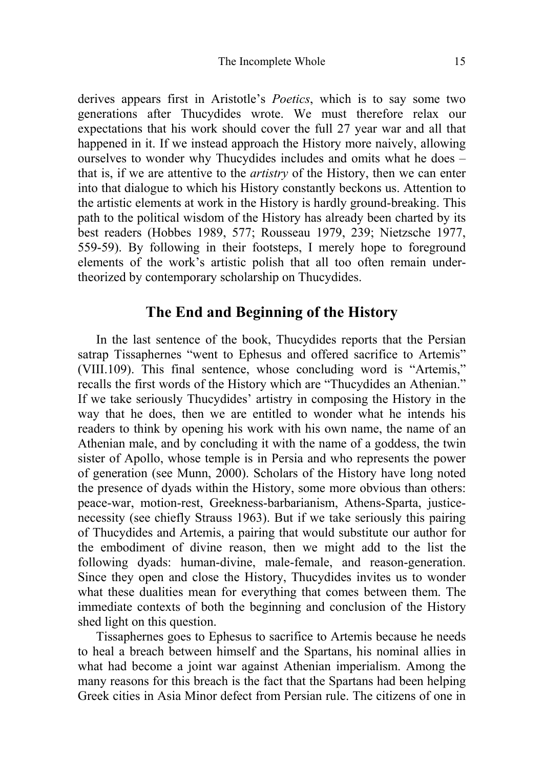derives appears first in Aristotle's *Poetics*, which is to say some two generations after Thucydides wrote. We must therefore relax our expectations that his work should cover the full 27 year war and all that happened in it. If we instead approach the History more naively, allowing ourselves to wonder why Thucydides includes and omits what he does – that is, if we are attentive to the *artistry* of the History, then we can enter into that dialogue to which his History constantly beckons us. Attention to the artistic elements at work in the History is hardly ground-breaking. This path to the political wisdom of the History has already been charted by its best readers (Hobbes 1989, 577; Rousseau 1979, 239; Nietzsche 1977, 559-59). By following in their footsteps, I merely hope to foreground elements of the work's artistic polish that all too often remain under-theorized by contemporary scholarship on Thucydides.

## The End and Beginning of the History

In the last sentence of the book, Thucydides reports that the Persian satrap Tissaphernes "went to Ephesus and offered sacrifice to Artemis" (VIII.109). This final sentence, whose concluding word is "Artemis," recalls the first words of the History which are "Thucydides an Athenian." If we take seriously Thucydides' artistry in composing the History in the way that he does, then we are entitled to wonder what he intends his readers to think by opening his work with his own name, the name of an Athenian male, and by concluding it with the name of a goddess, the twin sister of Apollo, whose temple is in Persia and who represents the power of generation (see Munn, 2000). Scholars of the History have long noted the presence of dyads within the History, some more obvious than others: peace-war, motion-rest, Greekness-barbarianism, Athens-Sparta, justice-necessity (see chiefly Strauss 1963). But if we take seriously this pairing of Thucydides and Artemis, a pairing that would substitute our author for the embodiment of divine reason, then we might add to the list the following dyads: human-divine, male-female, and reason-generation. Since they open and close the History, Thucydides invites us to wonder what these dualities mean for everything that comes between them. The immediate contexts of both the beginning and conclusion of the History shed light on this question.

Tissaphernes goes to Ephesus to sacrifice to Artemis because he needs to heal a breach between himself and the Spartans, his nominal allies in what had become a joint war against Athenian imperialism. Among the many reasons for this breach is the fact that the Spartans had been helping Greek cities in Asia Minor defect from Persian rule. The citizens of one in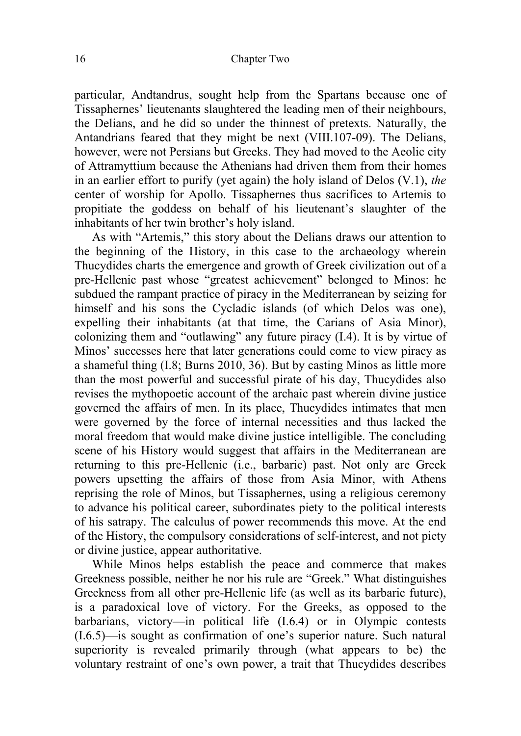particular, Andtandrus, sought help from the Spartans because one of Tissaphernes' lieutenants slaughtered the leading men of their neighbours, the Delians, and he did so under the thinnest of pretexts. Naturally, the Antandrians feared that they might be next (VIII.107-09). The Delians, however, were not Persians but Greeks. They had moved to the Aeolic city of Attramyttium because the Athenians had driven them from their homes in an earlier effort to purify (yet again) the holy island of Delos (V.1), *the* center of worship for Apollo. Tissaphernes thus sacrifices to Artemis to propitiate the goddess on behalf of his lieutenant's slaughter of the inhabitants of her twin brother's holy island.

As with "Artemis," this story about the Delians draws our attention to the beginning of the History, in this case to the archaeology wherein Thucydides charts the emergence and growth of Greek civilization out of a pre-Hellenic past whose "greatest achievement" belonged to Minos: he subdued the rampant practice of piracy in the Mediterranean by seizing for himself and his sons the Cycladic islands (of which Delos was one), expelling their inhabitants (at that time, the Carians of Asia Minor), colonizing them and "outlawing" any future piracy (I.4). It is by virtue of Minos' successes here that later generations could come to view piracy as a shameful thing (I.8; Burns 2010, 36). But by casting Minos as little more than the most powerful and successful pirate of his day, Thucydides also revises the mythopoetic account of the archaic past wherein divine justice governed the affairs of men. In its place, Thucydides intimates that men were governed by the force of internal necessities and thus lacked the moral freedom that would make divine justice intelligible. The concluding scene of his History would suggest that affairs in the Mediterranean are returning to this pre-Hellenic (i.e., barbaric) past. Not only are Greek powers upsetting the affairs of those from Asia Minor, with Athens reprising the role of Minos, but Tissaphernes, using a religious ceremony to advance his political career, subordinates piety to the political interests of his satrapy. The calculus of power recommends this move. At the end of the History, the compulsory considerations of self-interest, and not piety or divine justice, appear authoritative.

While Minos helps establish the peace and commerce that makes Greekness possible, neither he nor his rule are "Greek." What distinguishes Greekness from all other pre-Hellenic life (as well as its barbaric future), is a paradoxical love of victory. For the Greeks, as opposed to the barbarians, victory—in political life (I.6.4) or in Olympic contests (I.6.5)—is sought as confirmation of one's superior nature. Such natural superiority is revealed primarily through (what appears to be) the voluntary restraint of one's own power, a trait that Thucydides describes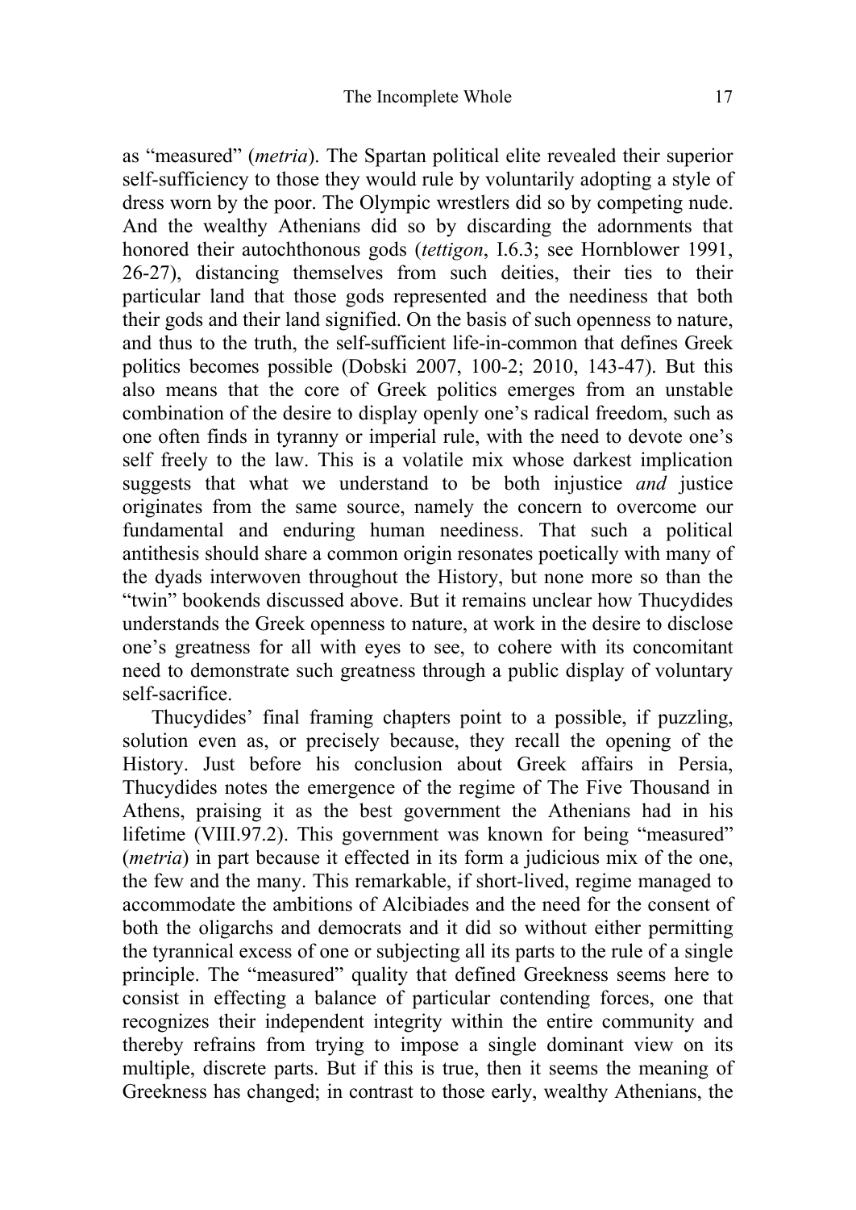as "measured" (*metria*). The Spartan political elite revealed their superior self-sufficiency to those they would rule by voluntarily adopting a style of dress worn by the poor. The Olympic wrestlers did so by competing nude. And the wealthy Athenians did so by discarding the adornments that honored their autochthonous gods (*tettigon*, I.6.3; see Hornblower 1991, 26-27), distancing themselves from such deities, their ties to their particular land that those gods represented and the neediness that both their gods and their land signified. On the basis of such openness to nature, and thus to the truth, the self-sufficient life-in-common that defines Greek politics becomes possible (Dobski 2007, 100-2; 2010, 143-47). But this also means that the core of Greek politics emerges from an unstable combination of the desire to display openly one's radical freedom, such as one often finds in tyranny or imperial rule, with the need to devote one's self freely to the law. This is a volatile mix whose darkest implication suggests that what we understand to be both injustice *and* justice originates from the same source, namely the concern to overcome our fundamental and enduring human neediness. That such a political antithesis should share a common origin resonates poetically with many of the dyads interwoven throughout the History, but none more so than the "twin" bookends discussed above. But it remains unclear how Thucydides understands the Greek openness to nature, at work in the desire to disclose one's greatness for all with eyes to see, to cohere with its concomitant need to demonstrate such greatness through a public display of voluntary self-sacrifice.

Thucydides' final framing chapters point to a possible, if puzzling, solution even as, or precisely because, they recall the opening of the History. Just before his conclusion about Greek affairs in Persia, Thucydides notes the emergence of the regime of The Five Thousand in Athens, praising it as the best government the Athenians had in his lifetime (VIII.97.2). This government was known for being "measured" (*metria*) in part because it effected in its form a judicious mix of the one, the few and the many. This remarkable, if short-lived, regime managed to accommodate the ambitions of Alcibiades and the need for the consent of both the oligarchs and democrats and it did so without either permitting the tyrannical excess of one or subjecting all its parts to the rule of a single principle. The "measured" quality that defined Greekness seems here to consist in effecting a balance of particular contending forces, one that recognizes their independent integrity within the entire community and thereby refrains from trying to impose a single dominant view on its multiple, discrete parts. But if this is true, then it seems the meaning of Greekness has changed; in contrast to those early, wealthy Athenians, the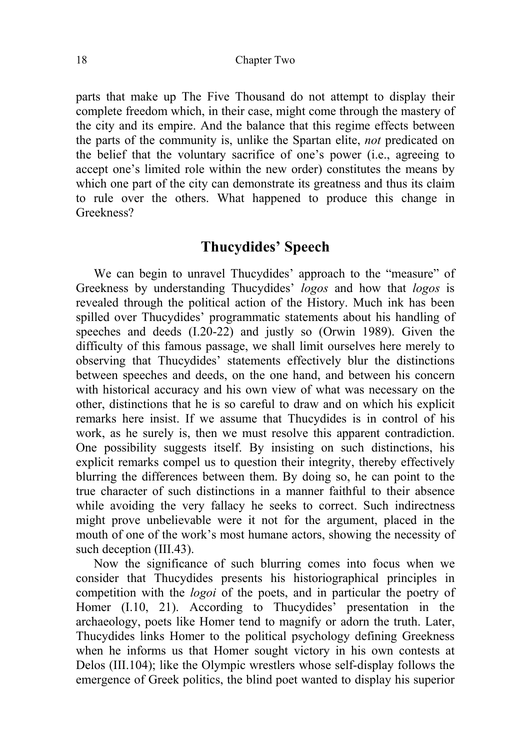parts that make up The Five Thousand do not attempt to display their complete freedom which, in their case, might come through the mastery of the city and its empire. And the balance that this regime effects between the parts of the community is, unlike the Spartan elite, *not* predicated on the belief that the voluntary sacrifice of one's power (i.e., agreeing to accept one's limited role within the new order) constitutes the means by which one part of the city can demonstrate its greatness and thus its claim to rule over the others. What happened to produce this change in Greekness?

## Thucydides' Speech

We can begin to unravel Thucydides' approach to the "measure" of Greekness by understanding Thucydides' *logos* and how that *logos* is revealed through the political action of the History. Much ink has been spilled over Thucydides' programmatic statements about his handling of speeches and deeds (I.20-22) and justly so (Orwin 1989). Given the difficulty of this famous passage, we shall limit ourselves here merely to observing that Thucydides' statements effectively blur the distinctions between speeches and deeds, on the one hand, and between his concern with historical accuracy and his own view of what was necessary on the other, distinctions that he is so careful to draw and on which his explicit remarks here insist. If we assume that Thucydides is in control of his work, as he surely is, then we must resolve this apparent contradiction. One possibility suggests itself. By insisting on such distinctions, his explicit remarks compel us to question their integrity, thereby effectively blurring the differences between them. By doing so, he can point to the true character of such distinctions in a manner faithful to their absence while avoiding the very fallacy he seeks to correct. Such indirectness might prove unbelievable were it not for the argument, placed in the mouth of one of the work's most humane actors, showing the necessity of such deception (III.43).

Now the significance of such blurring comes into focus when we consider that Thucydides presents his historiographical principles in competition with the *logoi* of the poets, and in particular the poetry of Homer (I.10, 21). According to Thucydides' presentation in the archaeology, poets like Homer tend to magnify or adorn the truth. Later, Thucydides links Homer to the political psychology defining Greekness when he informs us that Homer sought victory in his own contests at Delos (III.104); like the Olympic wrestlers whose self-display follows the emergence of Greek politics, the blind poet wanted to display his superior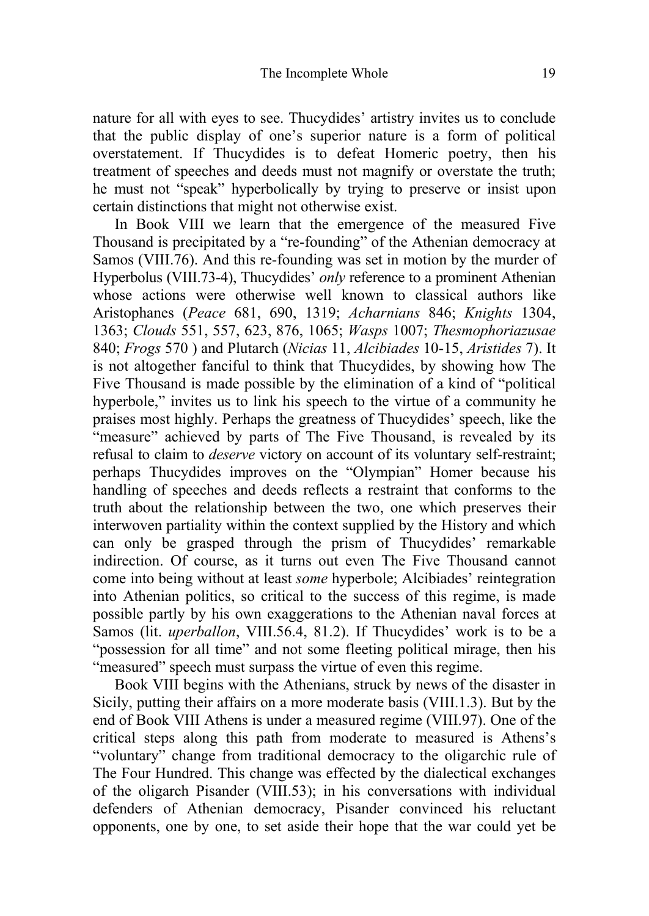nature for all with eyes to see. Thucydides' artistry invites us to conclude that the public display of one's superior nature is a form of political overstatement. If Thucydides is to defeat Homeric poetry, then his treatment of speeches and deeds must not magnify or overstate the truth; he must not "speak" hyperbolically by trying to preserve or insist upon certain distinctions that might not otherwise exist.

In Book VIII we learn that the emergence of the measured Five Thousand is precipitated by a "re-founding" of the Athenian democracy at Samos (VIII.76). And this re-founding was set in motion by the murder of Hyperbolus (VIII.73-4), Thucydides' *only* reference to a prominent Athenian whose actions were otherwise well known to classical authors like Aristophanes (*Peace* 681, 690, 1319; *Acharnians* 846; *Knights* 1304, 1363; *Clouds* 551, 557, 623, 876, 1065; *Wasps* 1007; *Thesmophoriazusae* 840; *Frogs* 570 ) and Plutarch (*Nicias* 11, *Alcibiades* 10-15, *Aristides* 7). It is not altogether fanciful to think that Thucydides, by showing how The Five Thousand is made possible by the elimination of a kind of "political hyperbole," invites us to link his speech to the virtue of a community he praises most highly. Perhaps the greatness of Thucydides' speech, like the "measure" achieved by parts of The Five Thousand, is revealed by its refusal to claim to *deserve* victory on account of its voluntary self-restraint; perhaps Thucydides improves on the "Olympian" Homer because his handling of speeches and deeds reflects a restraint that conforms to the truth about the relationship between the two, one which preserves their interwoven partiality within the context supplied by the History and which can only be grasped through the prism of Thucydides' remarkable indirection. Of course, as it turns out even The Five Thousand cannot come into being without at least *some* hyperbole; Alcibiades' reintegration into Athenian politics, so critical to the success of this regime, is made possible partly by his own exaggerations to the Athenian naval forces at Samos (lit. *uperballon*, VIII.56.4, 81.2). If Thucydides' work is to be a "possession for all time" and not some fleeting political mirage, then his "measured" speech must surpass the virtue of even this regime.

Book VIII begins with the Athenians, struck by news of the disaster in Sicily, putting their affairs on a more moderate basis (VIII.1.3). But by the end of Book VIII Athens is under a measured regime (VIII.97). One of the critical steps along this path from moderate to measured is Athens's "voluntary" change from traditional democracy to the oligarchic rule of The Four Hundred. This change was effected by the dialectical exchanges of the oligarch Pisander (VIII.53); in his conversations with individual defenders of Athenian democracy, Pisander convinced his reluctant opponents, one by one, to set aside their hope that the war could yet be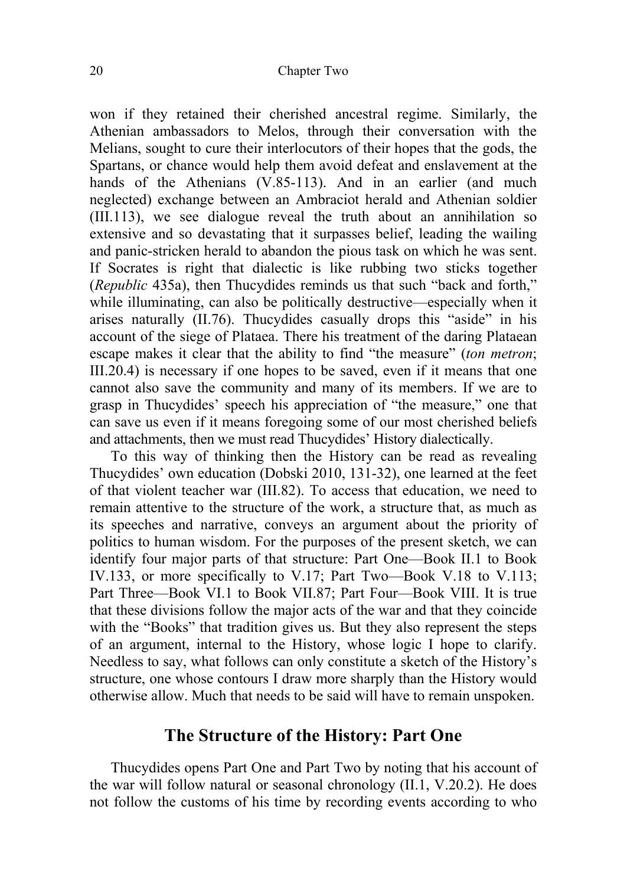won if they retained their cherished ancestral regime. Similarly, the Athenian ambassadors to Melos, through their conversation with the Melians, sought to cure their interlocutors of their hopes that the gods, the Spartans, or chance would help them avoid defeat and enslavement at the hands of the Athenians (V.85-113). And in an earlier (and much neglected) exchange between an Ambraciot herald and Athenian soldier (III.113), we see dialogue reveal the truth about an annihilation so extensive and so devastating that it surpasses belief, leading the wailing and panic-stricken herald to abandon the pious task on which he was sent. If Socrates is right that dialectic is like rubbing two sticks together (*Republic* 435a), then Thucydides reminds us that such "back and forth," while illuminating, can also be politically destructive—especially when it arises naturally (II.76). Thucydides casually drops this "aside" in his account of the siege of Plataea. There his treatment of the daring Plataean escape makes it clear that the ability to find "the measure" (*ton metron*; III.20.4) is necessary if one hopes to be saved, even if it means that one cannot also save the community and many of its members. If we are to grasp in Thucydides' speech his appreciation of "the measure," one that can save us even if it means foregoing some of our most cherished beliefs and attachments, then we must read Thucydides' History dialectically.

To this way of thinking then the History can be read as revealing Thucydides' own education (Dobski 2010, 131-32), one learned at the feet of that violent teacher war (III.82). To access that education, we need to remain attentive to the structure of the work, a structure that, as much as its speeches and narrative, conveys an argument about the priority of politics to human wisdom. For the purposes of the present sketch, we can identify four major parts of that structure: Part One—Book II.1 to Book IV.133, or more specifically to V.17; Part Two—Book V.18 to V.113; Part Three—Book VI.1 to Book VII.87; Part Four—Book VIII. It is true that these divisions follow the major acts of the war and that they coincide with the "Books" that tradition gives us. But they also represent the steps of an argument, internal to the History, whose logic I hope to clarify. Needless to say, what follows can only constitute a sketch of the History's structure, one whose contours I draw more sharply than the History would otherwise allow. Much that needs to be said will have to remain unspoken.

## The Structure of the History: Part One

Thucydides opens Part One and Part Two by noting that his account of the war will follow natural or seasonal chronology (II.1, V.20.2). He does not follow the customs of his time by recording events according to who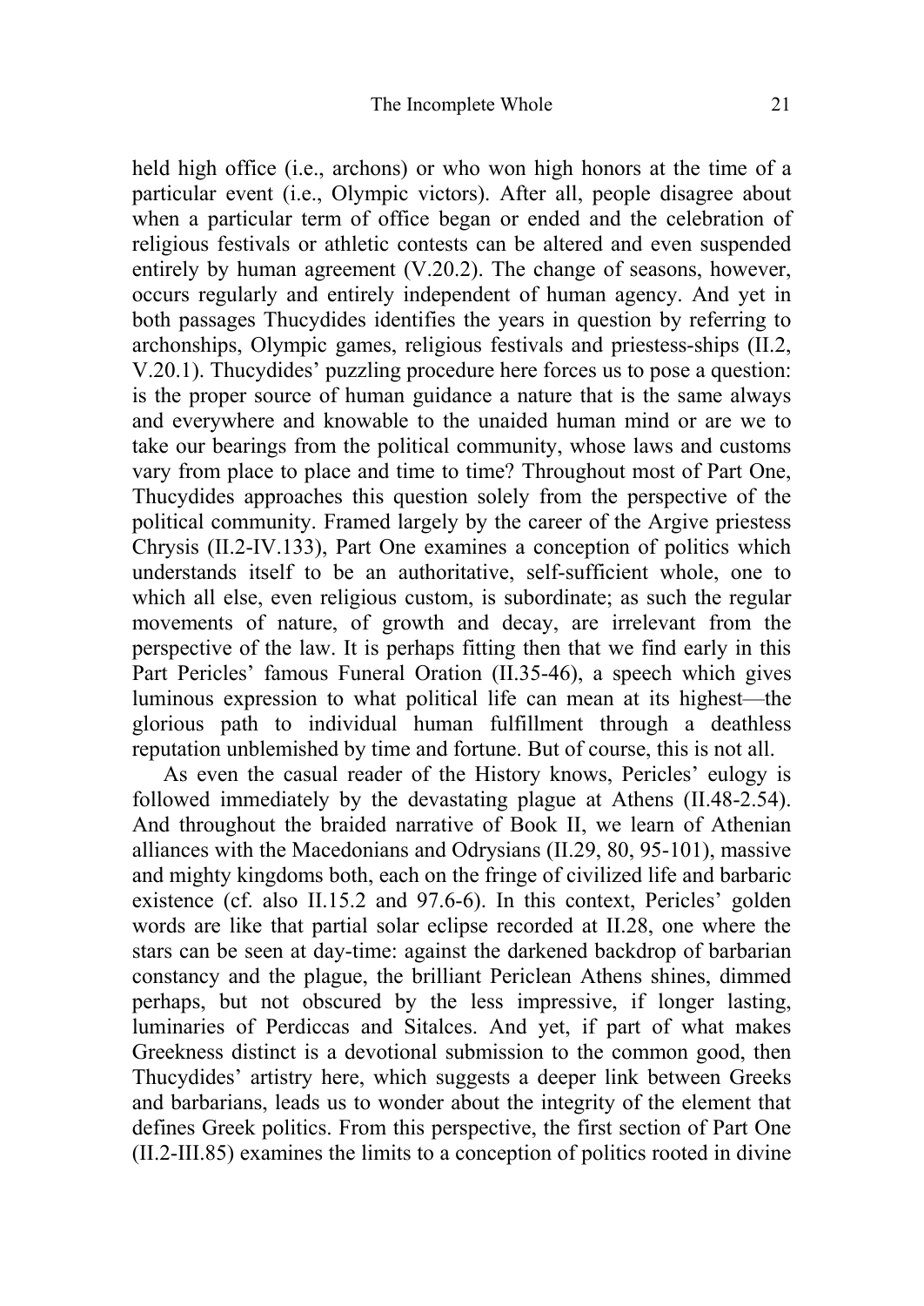held high office (i.e., archons) or who won high honors at the time of a particular event (i.e., Olympic victors). After all, people disagree about when a particular term of office began or ended and the celebration of religious festivals or athletic contests can be altered and even suspended entirely by human agreement (V.20.2). The change of seasons, however, occurs regularly and entirely independent of human agency. And yet in both passages Thucydides identifies the years in question by referring to archonships, Olympic games, religious festivals and priestess-ships (II.2, V.20.1). Thucydides' puzzling procedure here forces us to pose a question: is the proper source of human guidance a nature that is the same always and everywhere and knowable to the unaided human mind or are we to take our bearings from the political community, whose laws and customs vary from place to place and time to time? Throughout most of Part One, Thucydides approaches this question solely from the perspective of the political community. Framed largely by the career of the Argive priestess Chrysis (II.2-IV.133), Part One examines a conception of politics which understands itself to be an authoritative, self-sufficient whole, one to which all else, even religious custom, is subordinate; as such the regular movements of nature, of growth and decay, are irrelevant from the perspective of the law. It is perhaps fitting then that we find early in this Part Pericles' famous Funeral Oration (II.35-46), a speech which gives luminous expression to what political life can mean at its highest—the glorious path to individual human fulfillment through a deathless reputation unblemished by time and fortune. But of course, this is not all.

As even the casual reader of the History knows, Pericles' eulogy is followed immediately by the devastating plague at Athens (II.48-2.54). And throughout the braided narrative of Book II, we learn of Athenian alliances with the Macedonians and Odrysians (II.29, 80, 95-101), massive and mighty kingdoms both, each on the fringe of civilized life and barbaric existence (cf. also II.15.2 and 97.6-6). In this context, Pericles' golden words are like that partial solar eclipse recorded at II.28, one where the stars can be seen at day-time: against the darkened backdrop of barbarian constancy and the plague, the brilliant Periclean Athens shines, dimmed perhaps, but not obscured by the less impressive, if longer lasting, luminaries of Perdiccas and Sitalces. And yet, if part of what makes Greekness distinct is a devotional submission to the common good, then Thucydides' artistry here, which suggests a deeper link between Greeks and barbarians, leads us to wonder about the integrity of the element that defines Greek politics. From this perspective, the first section of Part One (II.2-III.85) examines the limits to a conception of politics rooted in divine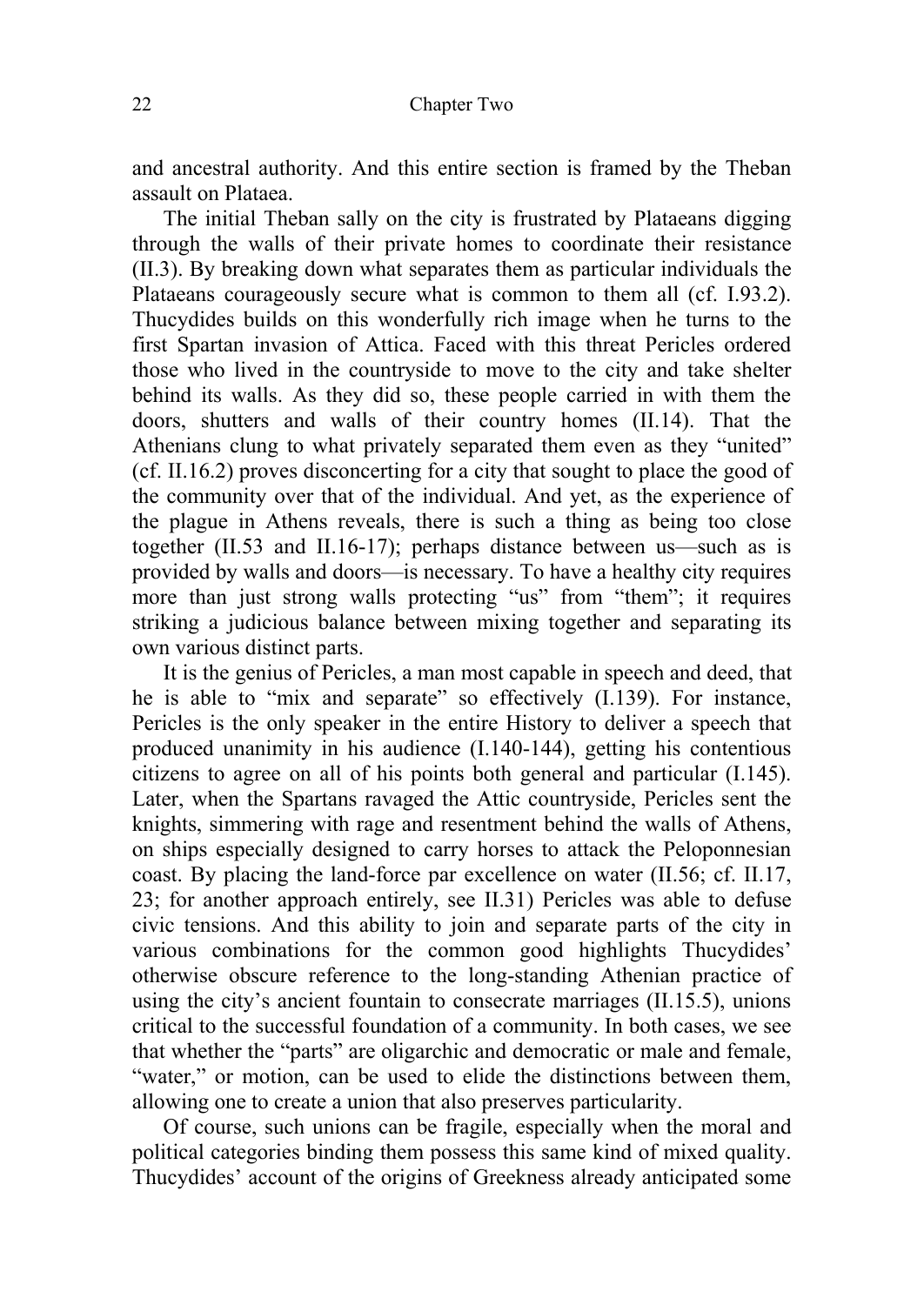and ancestral authority. And this entire section is framed by the Theban assault on Plataea.

The initial Theban sally on the city is frustrated by Plataeans digging through the walls of their private homes to coordinate their resistance (II.3). By breaking down what separates them as particular individuals the Plataeans courageously secure what is common to them all (cf. I.93.2). Thucydides builds on this wonderfully rich image when he turns to the first Spartan invasion of Attica. Faced with this threat Pericles ordered those who lived in the countryside to move to the city and take shelter behind its walls. As they did so, these people carried in with them the doors, shutters and walls of their country homes (II.14). That the Athenians clung to what privately separated them even as they "united" (cf. II.16.2) proves disconcerting for a city that sought to place the good of the community over that of the individual. And yet, as the experience of the plague in Athens reveals, there is such a thing as being too close together (II.53 and II.16-17); perhaps distance between us—such as is provided by walls and doors—is necessary. To have a healthy city requires more than just strong walls protecting "us" from "them"; it requires striking a judicious balance between mixing together and separating its own various distinct parts.

It is the genius of Pericles, a man most capable in speech and deed, that he is able to "mix and separate" so effectively (I.139). For instance, Pericles is the only speaker in the entire History to deliver a speech that produced unanimity in his audience (I.140-144), getting his contentious citizens to agree on all of his points both general and particular (I.145). Later, when the Spartans ravaged the Attic countryside, Pericles sent the knights, simmering with rage and resentment behind the walls of Athens, on ships especially designed to carry horses to attack the Peloponnesian coast. By placing the land-force par excellence on water (II.56; cf. II.17, 23; for another approach entirely, see II.31) Pericles was able to defuse civic tensions. And this ability to join and separate parts of the city in various combinations for the common good highlights Thucydides' otherwise obscure reference to the long-standing Athenian practice of using the city's ancient fountain to consecrate marriages (II.15.5), unions critical to the successful foundation of a community. In both cases, we see that whether the "parts" are oligarchic and democratic or male and female, "water," or motion, can be used to elide the distinctions between them, allowing one to create a union that also preserves particularity.

Of course, such unions can be fragile, especially when the moral and political categories binding them possess this same kind of mixed quality. Thucydides' account of the origins of Greekness already anticipated some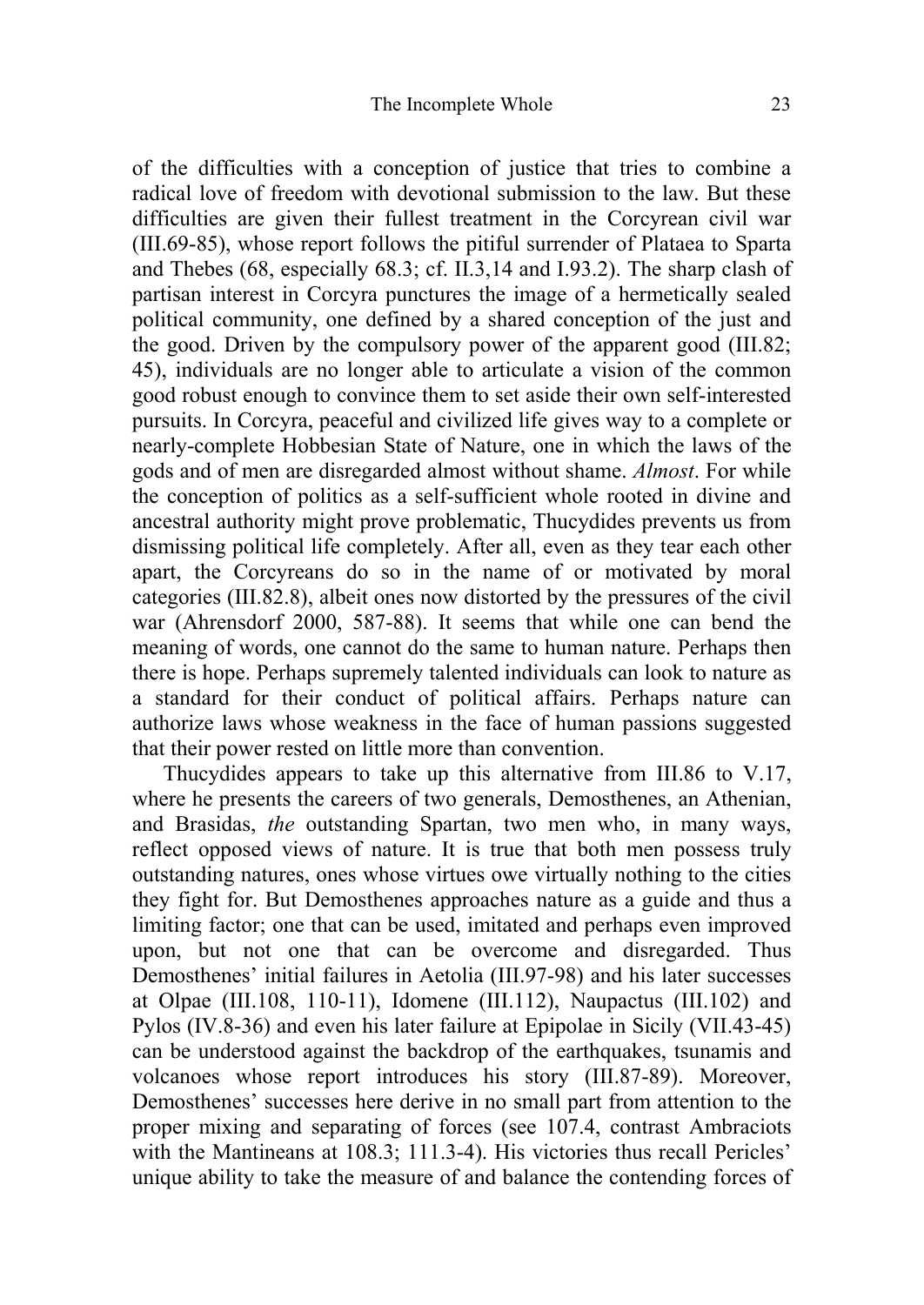of the difficulties with a conception of justice that tries to combine a radical love of freedom with devotional submission to the law. But these difficulties are given their fullest treatment in the Corcyrean civil war (III.69-85), whose report follows the pitiful surrender of Plataea to Sparta and Thebes (68, especially 68.3; cf. II.3,14 and I.93.2). The sharp clash of partisan interest in Corcyra punctures the image of a hermetically sealed political community, one defined by a shared conception of the just and the good. Driven by the compulsory power of the apparent good (III.82; 45), individuals are no longer able to articulate a vision of the common good robust enough to convince them to set aside their own self-interested pursuits. In Corcyra, peaceful and civilized life gives way to a complete or nearly-complete Hobbesian State of Nature, one in which the laws of the gods and of men are disregarded almost without shame. *Almost*. For while the conception of politics as a self-sufficient whole rooted in divine and ancestral authority might prove problematic, Thucydides prevents us from dismissing political life completely. After all, even as they tear each other apart, the Corcyreans do so in the name of or motivated by moral categories (III.82.8), albeit ones now distorted by the pressures of the civil war (Ahrensdorf 2000, 587-88). It seems that while one can bend the meaning of words, one cannot do the same to human nature. Perhaps then there is hope. Perhaps supremely talented individuals can look to nature as a standard for their conduct of political affairs. Perhaps nature can authorize laws whose weakness in the face of human passions suggested that their power rested on little more than convention.

Thucydides appears to take up this alternative from III.86 to V.17, where he presents the careers of two generals, Demosthenes, an Athenian, and Brasidas, *the* outstanding Spartan, two men who, in many ways, reflect opposed views of nature. It is true that both men possess truly outstanding natures, ones whose virtues owe virtually nothing to the cities they fight for. But Demosthenes approaches nature as a guide and thus a limiting factor; one that can be used, imitated and perhaps even improved upon, but not one that can be overcome and disregarded. Thus Demosthenes' initial failures in Aetolia (III.97-98) and his later successes at Olpae (III.108, 110-11), Idomene (III.112), Naupactus (III.102) and Pylos (IV.8-36) and even his later failure at Epipolae in Sicily (VII.43-45) can be understood against the backdrop of the earthquakes, tsunamis and volcanoes whose report introduces his story (III.87-89). Moreover, Demosthenes' successes here derive in no small part from attention to the proper mixing and separating of forces (see 107.4, contrast Ambraciots with the Mantineans at 108.3; 111.3-4). His victories thus recall Pericles' unique ability to take the measure of and balance the contending forces of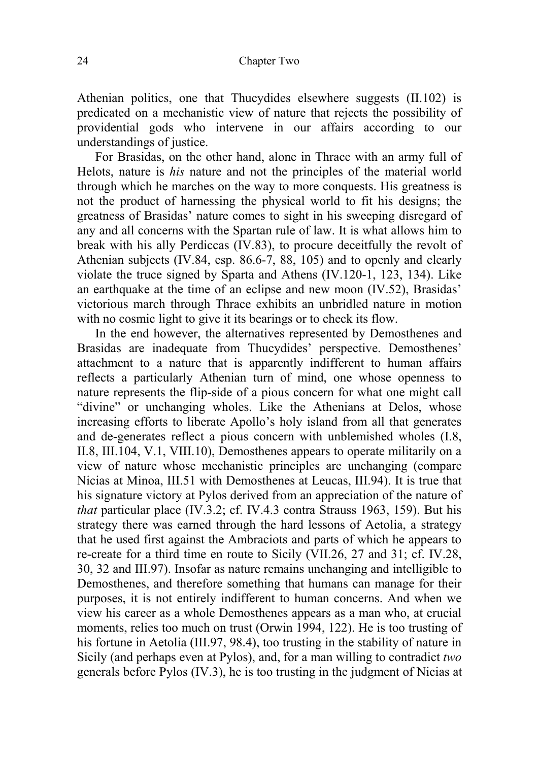Athenian politics, one that Thucydides elsewhere suggests (II.102) is predicated on a mechanistic view of nature that rejects the possibility of providential gods who intervene in our affairs according to our understandings of justice.

For Brasidas, on the other hand, alone in Thrace with an army full of Helots, nature is *his* nature and not the principles of the material world through which he marches on the way to more conquests. His greatness is not the product of harnessing the physical world to fit his designs; the greatness of Brasidas' nature comes to sight in his sweeping disregard of any and all concerns with the Spartan rule of law. It is what allows him to break with his ally Perdiccas (IV.83), to procure deceitfully the revolt of Athenian subjects (IV.84, esp. 86.6-7, 88, 105) and to openly and clearly violate the truce signed by Sparta and Athens (IV.120-1, 123, 134). Like an earthquake at the time of an eclipse and new moon (IV.52), Brasidas' victorious march through Thrace exhibits an unbridled nature in motion with no cosmic light to give it its bearings or to check its flow.

In the end however, the alternatives represented by Demosthenes and Brasidas are inadequate from Thucydides' perspective. Demosthenes' attachment to a nature that is apparently indifferent to human affairs reflects a particularly Athenian turn of mind, one whose openness to nature represents the flip-side of a pious concern for what one might call "divine" or unchanging wholes. Like the Athenians at Delos, whose increasing efforts to liberate Apollo's holy island from all that generates and de-generates reflect a pious concern with unblemished wholes (I.8, II.8, III.104, V.1, VIII.10), Demosthenes appears to operate militarily on a view of nature whose mechanistic principles are unchanging (compare Nicias at Minoa, III.51 with Demosthenes at Leucas, III.94). It is true that his signature victory at Pylos derived from an appreciation of the nature of *that* particular place (IV.3.2; cf. IV.4.3 contra Strauss 1963, 159). But his strategy there was earned through the hard lessons of Aetolia, a strategy that he used first against the Ambraciots and parts of which he appears to re-create for a third time en route to Sicily (VII.26, 27 and 31; cf. IV.28, 30, 32 and III.97). Insofar as nature remains unchanging and intelligible to Demosthenes, and therefore something that humans can manage for their purposes, it is not entirely indifferent to human concerns. And when we view his career as a whole Demosthenes appears as a man who, at crucial moments, relies too much on trust (Orwin 1994, 122). He is too trusting of his fortune in Aetolia (III.97, 98.4), too trusting in the stability of nature in Sicily (and perhaps even at Pylos), and, for a man willing to contradict *two* generals before Pylos (IV.3), he is too trusting in the judgment of Nicias at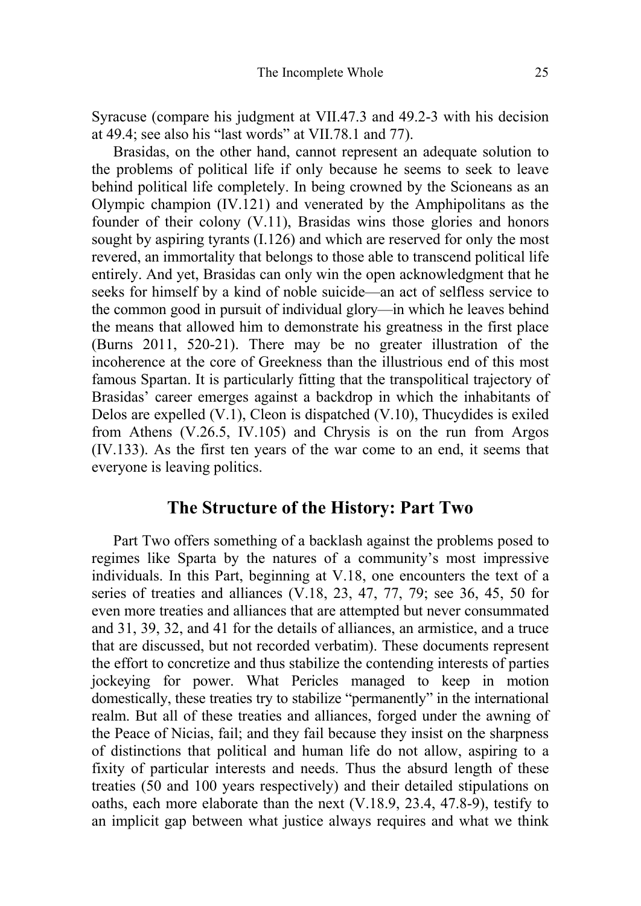Syracuse (compare his judgment at VII.47.3 and 49.2-3 with his decision at 49.4; see also his "last words" at VII.78.1 and 77).

Brasidas, on the other hand, cannot represent an adequate solution to the problems of political life if only because he seems to seek to leave behind political life completely. In being crowned by the Scioneans as an Olympic champion (IV.121) and venerated by the Amphipolitans as the founder of their colony (V.11), Brasidas wins those glories and honors sought by aspiring tyrants (I.126) and which are reserved for only the most revered, an immortality that belongs to those able to transcend political life entirely. And yet, Brasidas can only win the open acknowledgment that he seeks for himself by a kind of noble suicide—an act of selfless service to the common good in pursuit of individual glory—in which he leaves behind the means that allowed him to demonstrate his greatness in the first place (Burns 2011, 520-21). There may be no greater illustration of the incoherence at the core of Greekness than the illustrious end of this most famous Spartan. It is particularly fitting that the transpolitical trajectory of Brasidas' career emerges against a backdrop in which the inhabitants of Delos are expelled (V.1), Cleon is dispatched (V.10), Thucydides is exiled from Athens (V.26.5, IV.105) and Chrysis is on the run from Argos (IV.133). As the first ten years of the war come to an end, it seems that everyone is leaving politics.

## The Structure of the History: Part Two

Part Two offers something of a backlash against the problems posed to regimes like Sparta by the natures of a community's most impressive individuals. In this Part, beginning at V.18, one encounters the text of a series of treaties and alliances (V.18, 23, 47, 77, 79; see 36, 45, 50 for even more treaties and alliances that are attempted but never consummated and 31, 39, 32, and 41 for the details of alliances, an armistice, and a truce that are discussed, but not recorded verbatim). These documents represent the effort to concretize and thus stabilize the contending interests of parties jockeying for power. What Pericles managed to keep in motion domestically, these treaties try to stabilize "permanently" in the international realm. But all of these treaties and alliances, forged under the awning of the Peace of Nicias, fail; and they fail because they insist on the sharpness of distinctions that political and human life do not allow, aspiring to a fixity of particular interests and needs. Thus the absurd length of these treaties (50 and 100 years respectively) and their detailed stipulations on oaths, each more elaborate than the next (V.18.9, 23.4, 47.8-9), testify to an implicit gap between what justice always requires and what we think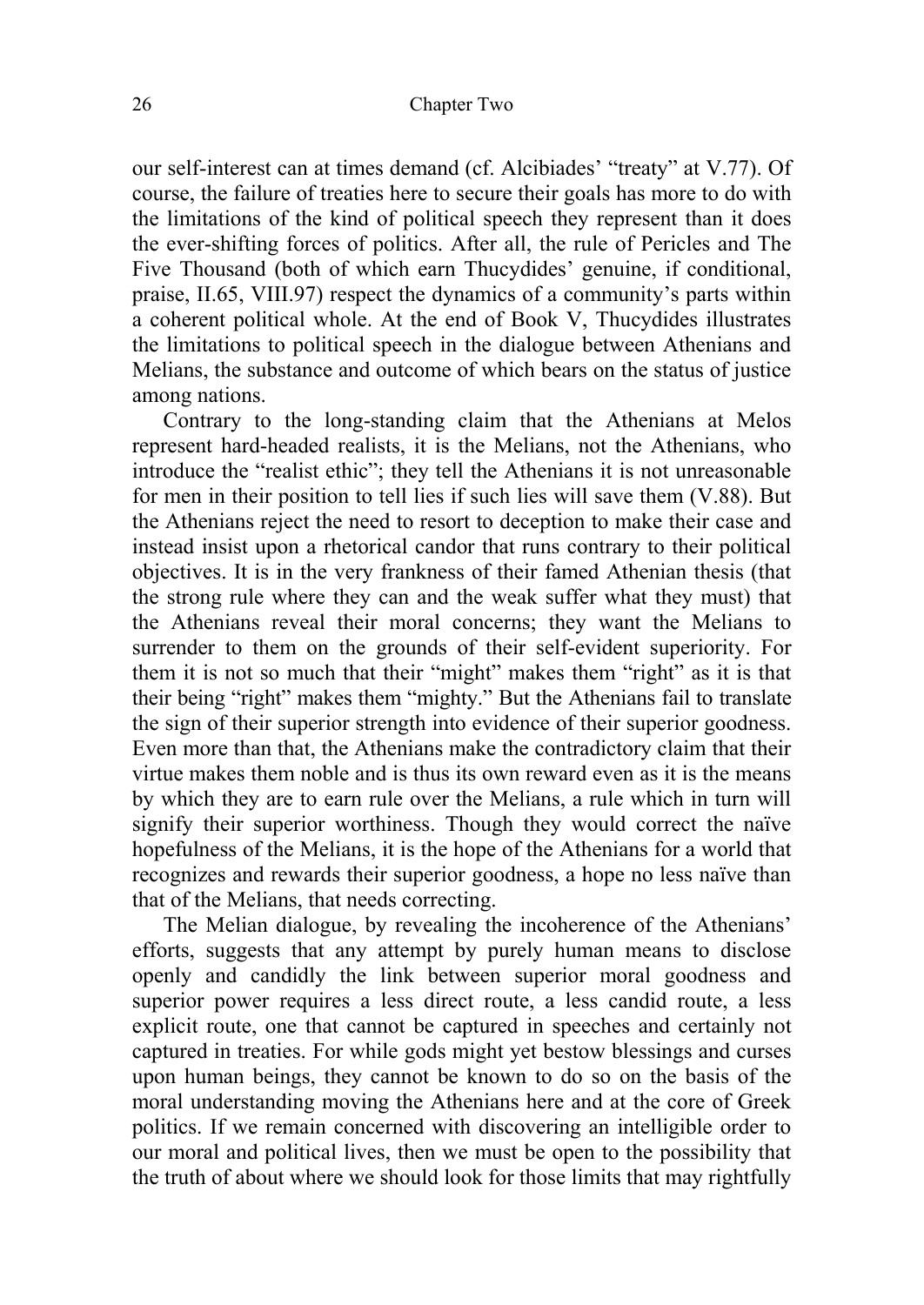our self-interest can at times demand (cf. Alcibiades' "treaty" at V.77). Of course, the failure of treaties here to secure their goals has more to do with the limitations of the kind of political speech they represent than it does the ever-shifting forces of politics. After all, the rule of Pericles and The Five Thousand (both of which earn Thucydides' genuine, if conditional, praise, II.65, VIII.97) respect the dynamics of a community's parts within a coherent political whole. At the end of Book V, Thucydides illustrates the limitations to political speech in the dialogue between Athenians and Melians, the substance and outcome of which bears on the status of justice among nations.

Contrary to the long-standing claim that the Athenians at Melos represent hard-headed realists, it is the Melians, not the Athenians, who introduce the "realist ethic"; they tell the Athenians it is not unreasonable for men in their position to tell lies if such lies will save them (V.88). But the Athenians reject the need to resort to deception to make their case and instead insist upon a rhetorical candor that runs contrary to their political objectives. It is in the very frankness of their famed Athenian thesis (that the strong rule where they can and the weak suffer what they must) that the Athenians reveal their moral concerns; they want the Melians to surrender to them on the grounds of their self-evident superiority. For them it is not so much that their "might" makes them "right" as it is that their being "right" makes them "mighty." But the Athenians fail to translate the sign of their superior strength into evidence of their superior goodness. Even more than that, the Athenians make the contradictory claim that their virtue makes them noble and is thus its own reward even as it is the means by which they are to earn rule over the Melians, a rule which in turn will signify their superior worthiness. Though they would correct the naïve hopefulness of the Melians, it is the hope of the Athenians for a world that recognizes and rewards their superior goodness, a hope no less naïve than that of the Melians, that needs correcting.

The Melian dialogue, by revealing the incoherence of the Athenians' efforts, suggests that any attempt by purely human means to disclose openly and candidly the link between superior moral goodness and superior power requires a less direct route, a less candid route, a less explicit route, one that cannot be captured in speeches and certainly not captured in treaties. For while gods might yet bestow blessings and curses upon human beings, they cannot be known to do so on the basis of the moral understanding moving the Athenians here and at the core of Greek politics. If we remain concerned with discovering an intelligible order to our moral and political lives, then we must be open to the possibility that the truth of about where we should look for those limits that may rightfully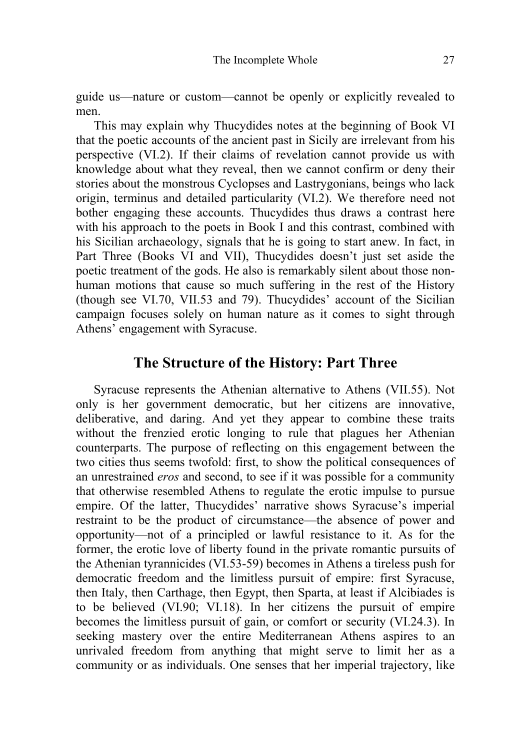guide us—nature or custom—cannot be openly or explicitly revealed to men.

This may explain why Thucydides notes at the beginning of Book VI that the poetic accounts of the ancient past in Sicily are irrelevant from his perspective (VI.2). If their claims of revelation cannot provide us with knowledge about what they reveal, then we cannot confirm or deny their stories about the monstrous Cyclopses and Lastrygonians, beings who lack origin, terminus and detailed particularity (VI.2). We therefore need not bother engaging these accounts. Thucydides thus draws a contrast here with his approach to the poets in Book I and this contrast, combined with his Sicilian archaeology, signals that he is going to start anew. In fact, in Part Three (Books VI and VII), Thucydides doesn't just set aside the poetic treatment of the gods. He also is remarkably silent about those non-human motions that cause so much suffering in the rest of the History (though see VI.70, VII.53 and 79). Thucydides' account of the Sicilian campaign focuses solely on human nature as it comes to sight through Athens' engagement with Syracuse.

## The Structure of the History: Part Three

Syracuse represents the Athenian alternative to Athens (VII.55). Not only is her government democratic, but her citizens are innovative, deliberative, and daring. And yet they appear to combine these traits without the frenzied erotic longing to rule that plagues her Athenian counterparts. The purpose of reflecting on this engagement between the two cities thus seems twofold: first, to show the political consequences of an unrestrained *eros* and second, to see if it was possible for a community that otherwise resembled Athens to regulate the erotic impulse to pursue empire. Of the latter, Thucydides' narrative shows Syracuse's imperial restraint to be the product of circumstance—the absence of power and opportunity—not of a principled or lawful resistance to it. As for the former, the erotic love of liberty found in the private romantic pursuits of the Athenian tyrannicides (VI.53-59) becomes in Athens a tireless push for democratic freedom and the limitless pursuit of empire: first Syracuse, then Italy, then Carthage, then Egypt, then Sparta, at least if Alcibiades is to be believed (VI.90; VI.18). In her citizens the pursuit of empire becomes the limitless pursuit of gain, or comfort or security (VI.24.3). In seeking mastery over the entire Mediterranean Athens aspires to an unrivaled freedom from anything that might serve to limit her as a community or as individuals. One senses that her imperial trajectory, like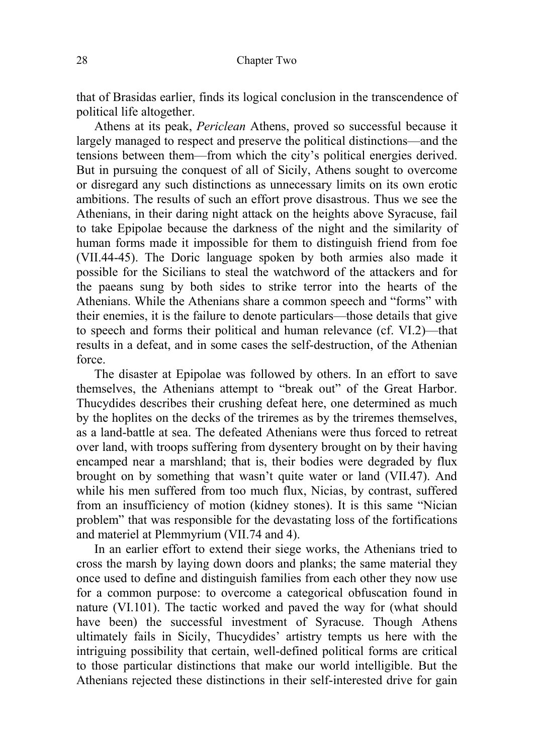that of Brasidas earlier, finds its logical conclusion in the transcendence of political life altogether.

Athens at its peak, *Periclean* Athens, proved so successful because it largely managed to respect and preserve the political distinctions—and the tensions between them—from which the city's political energies derived. But in pursuing the conquest of all of Sicily, Athens sought to overcome or disregard any such distinctions as unnecessary limits on its own erotic ambitions. The results of such an effort prove disastrous. Thus we see the Athenians, in their daring night attack on the heights above Syracuse, fail to take Epipolae because the darkness of the night and the similarity of human forms made it impossible for them to distinguish friend from foe (VII.44-45). The Doric language spoken by both armies also made it possible for the Sicilians to steal the watchword of the attackers and for the paeans sung by both sides to strike terror into the hearts of the Athenians. While the Athenians share a common speech and "forms" with their enemies, it is the failure to denote particulars—those details that give to speech and forms their political and human relevance (cf. VI.2)—that results in a defeat, and in some cases the self-destruction, of the Athenian force.

The disaster at Epipolae was followed by others. In an effort to save themselves, the Athenians attempt to "break out" of the Great Harbor. Thucydides describes their crushing defeat here, one determined as much by the hoplites on the decks of the triremes as by the triremes themselves, as a land-battle at sea. The defeated Athenians were thus forced to retreat over land, with troops suffering from dysentery brought on by their having encamped near a marshland; that is, their bodies were degraded by flux brought on by something that wasn't quite water or land (VII.47). And while his men suffered from too much flux, Nicias, by contrast, suffered from an insufficiency of motion (kidney stones). It is this same "Nician problem" that was responsible for the devastating loss of the fortifications and materiel at Plemmyrium (VII.74 and 4).

In an earlier effort to extend their siege works, the Athenians tried to cross the marsh by laying down doors and planks; the same material they once used to define and distinguish families from each other they now use for a common purpose: to overcome a categorical obfuscation found in nature (VI.101). The tactic worked and paved the way for (what should have been) the successful investment of Syracuse. Though Athens ultimately fails in Sicily, Thucydides' artistry tempts us here with the intriguing possibility that certain, well-defined political forms are critical to those particular distinctions that make our world intelligible. But the Athenians rejected these distinctions in their self-interested drive for gain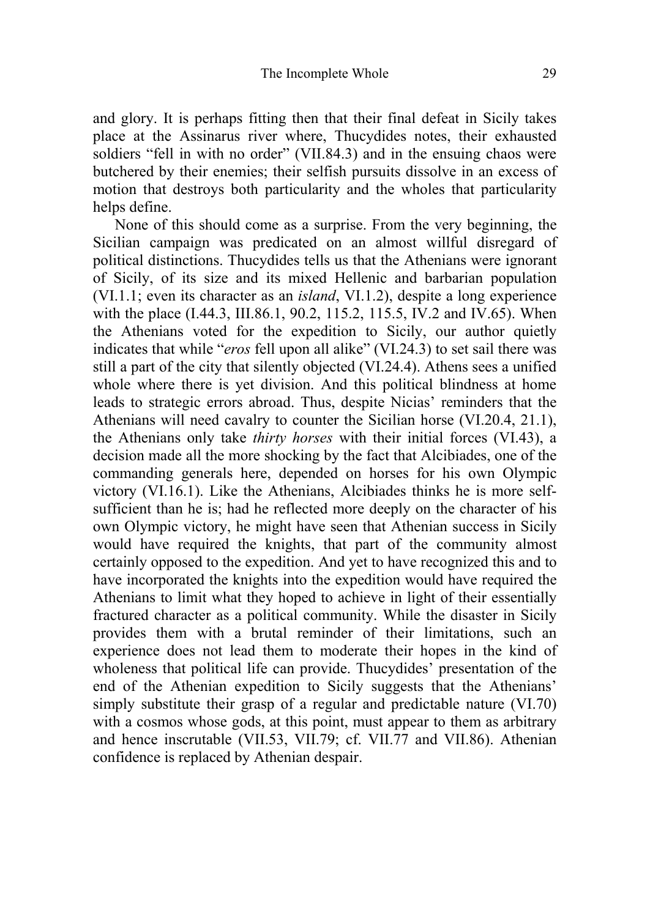and glory. It is perhaps fitting then that their final defeat in Sicily takes place at the Assinarus river where, Thucydides notes, their exhausted soldiers "fell in with no order" (VII.84.3) and in the ensuing chaos were butchered by their enemies; their selfish pursuits dissolve in an excess of motion that destroys both particularity and the wholes that particularity helps define.

None of this should come as a surprise. From the very beginning, the Sicilian campaign was predicated on an almost willful disregard of political distinctions. Thucydides tells us that the Athenians were ignorant of Sicily, of its size and its mixed Hellenic and barbarian population (VI.1.1; even its character as an *island*, VI.1.2), despite a long experience with the place (I.44.3, III.86.1, 90.2, 115.2, 115.5, IV.2 and IV.65). When the Athenians voted for the expedition to Sicily, our author quietly indicates that while "*eros* fell upon all alike" (VI.24.3) to set sail there was still a part of the city that silently objected (VI.24.4). Athens sees a unified whole where there is yet division. And this political blindness at home leads to strategic errors abroad. Thus, despite Nicias' reminders that the Athenians will need cavalry to counter the Sicilian horse (VI.20.4, 21.1), the Athenians only take *thirty horses* with their initial forces (VI.43), a decision made all the more shocking by the fact that Alcibiades, one of the commanding generals here, depended on horses for his own Olympic victory (VI.16.1). Like the Athenians, Alcibiades thinks he is more self-sufficient than he is; had he reflected more deeply on the character of his own Olympic victory, he might have seen that Athenian success in Sicily would have required the knights, that part of the community almost certainly opposed to the expedition. And yet to have recognized this and to have incorporated the knights into the expedition would have required the Athenians to limit what they hoped to achieve in light of their essentially fractured character as a political community. While the disaster in Sicily provides them with a brutal reminder of their limitations, such an experience does not lead them to moderate their hopes in the kind of wholeness that political life can provide. Thucydides' presentation of the end of the Athenian expedition to Sicily suggests that the Athenians' simply substitute their grasp of a regular and predictable nature (VI.70) with a cosmos whose gods, at this point, must appear to them as arbitrary and hence inscrutable (VII.53, VII.79; cf. VII.77 and VII.86). Athenian confidence is replaced by Athenian despair.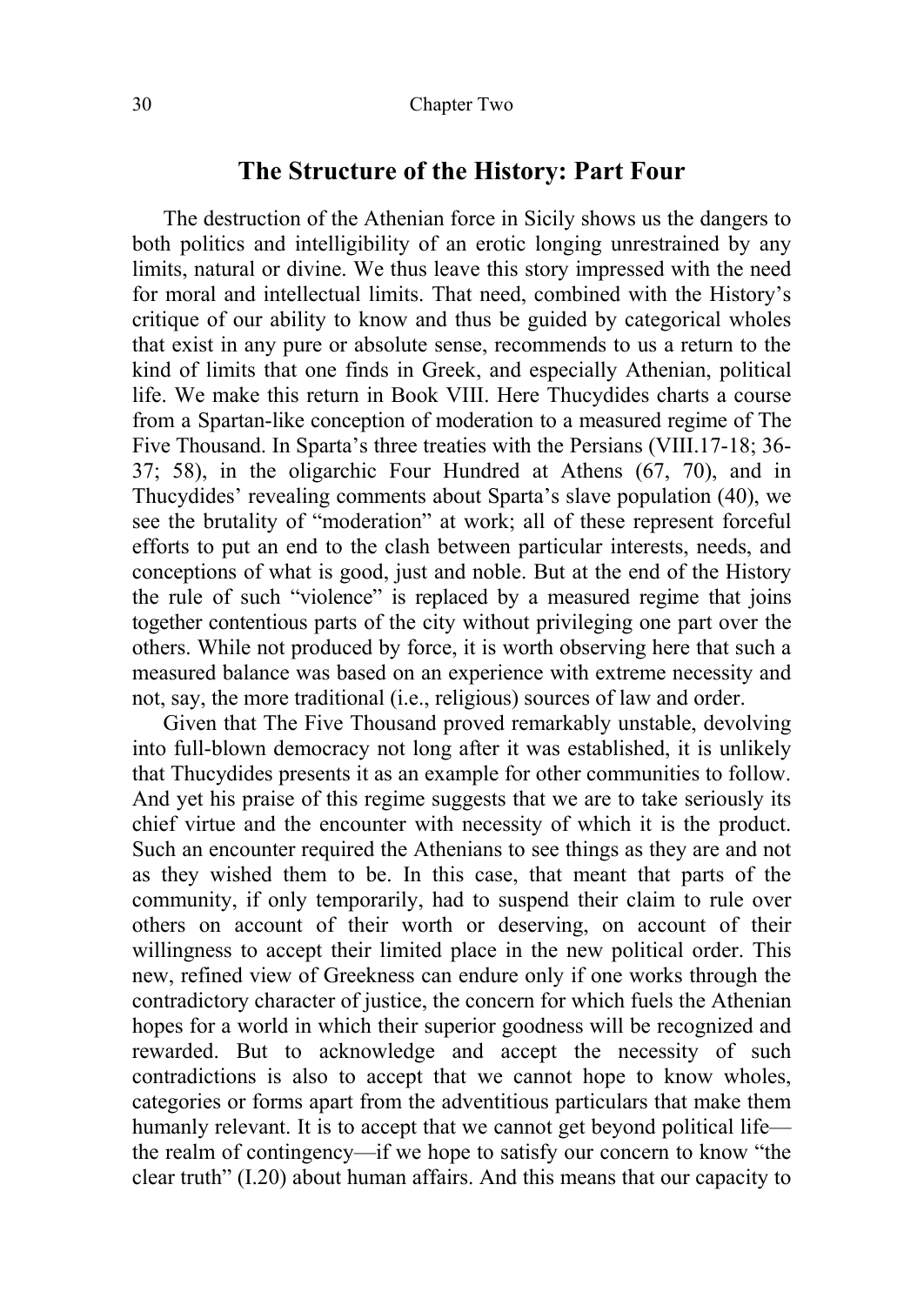## The Structure of the History: Part Four

The destruction of the Athenian force in Sicily shows us the dangers to both politics and intelligibility of an erotic longing unrestrained by any limits, natural or divine. We thus leave this story impressed with the need for moral and intellectual limits. That need, combined with the History's critique of our ability to know and thus be guided by categorical wholes that exist in any pure or absolute sense, recommends to us a return to the kind of limits that one finds in Greek, and especially Athenian, political life. We make this return in Book VIII. Here Thucydides charts a course from a Spartan-like conception of moderation to a measured regime of The Five Thousand. In Sparta's three treaties with the Persians (VIII.17-18; 36-37; 58), in the oligarchic Four Hundred at Athens (67, 70), and in Thucydides' revealing comments about Sparta's slave population (40), we see the brutality of "moderation" at work; all of these represent forceful efforts to put an end to the clash between particular interests, needs, and conceptions of what is good, just and noble. But at the end of the History the rule of such "violence" is replaced by a measured regime that joins together contentious parts of the city without privileging one part over the others. While not produced by force, it is worth observing here that such a measured balance was based on an experience with extreme necessity and not, say, the more traditional (i.e., religious) sources of law and order.

Given that The Five Thousand proved remarkably unstable, devolving into full-blown democracy not long after it was established, it is unlikely that Thucydides presents it as an example for other communities to follow. And yet his praise of this regime suggests that we are to take seriously its chief virtue and the encounter with necessity of which it is the product. Such an encounter required the Athenians to see things as they are and not as they wished them to be. In this case, that meant that parts of the community, if only temporarily, had to suspend their claim to rule over others on account of their worth or deserving, on account of their willingness to accept their limited place in the new political order. This new, refined view of Greekness can endure only if one works through the contradictory character of justice, the concern for which fuels the Athenian hopes for a world in which their superior goodness will be recognized and rewarded. But to acknowledge and accept the necessity of such contradictions is also to accept that we cannot hope to know wholes, categories or forms apart from the adventitious particulars that make them humanly relevant. It is to accept that we cannot get beyond political life—the realm of contingency—if we hope to satisfy our concern to know "the clear truth" (I.20) about human affairs. And this means that our capacity to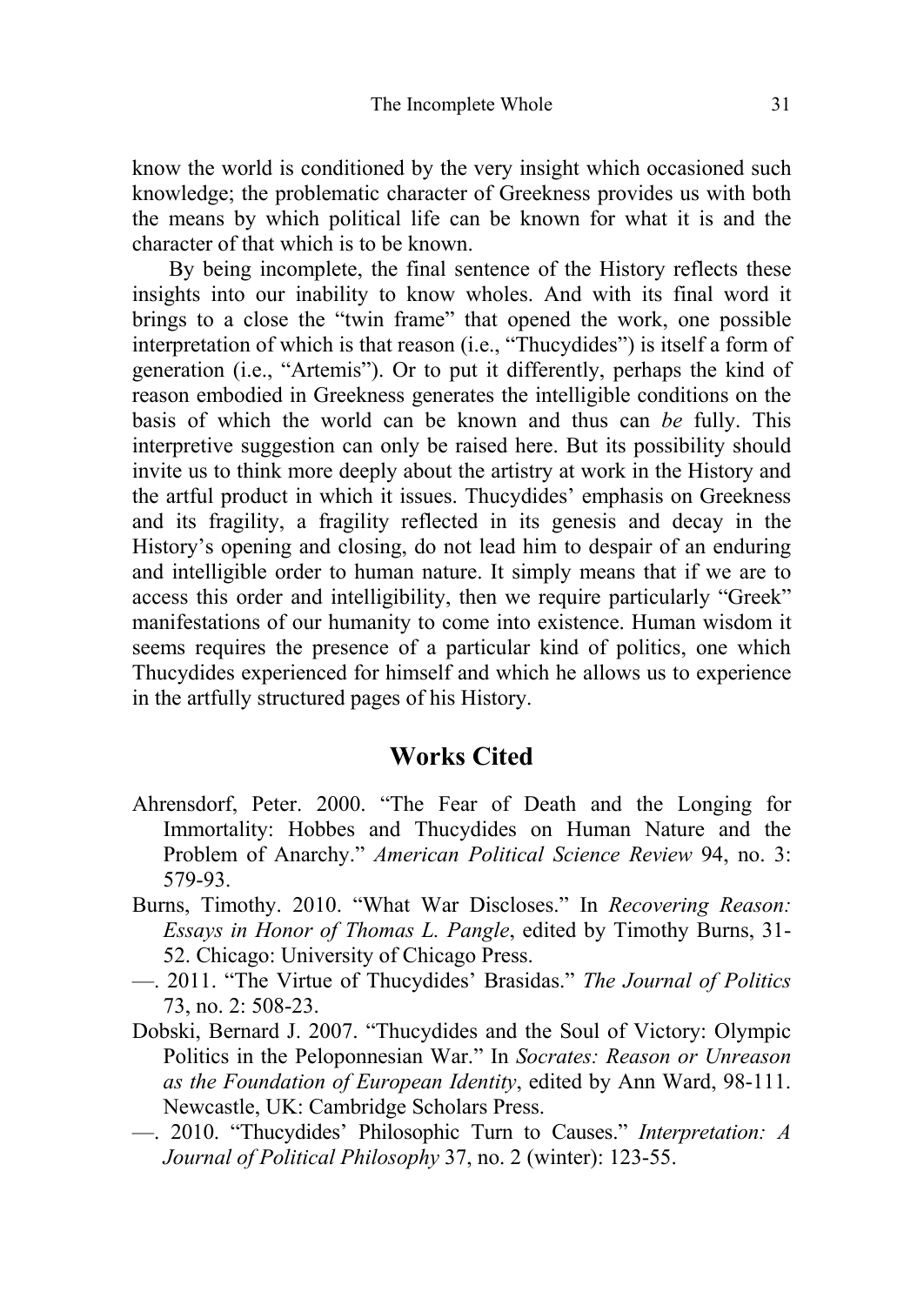know the world is conditioned by the very insight which occasioned such knowledge; the problematic character of Greekness provides us with both the means by which political life can be known for what it is and the character of that which is to be known.

By being incomplete, the final sentence of the History reflects these insights into our inability to know wholes. And with its final word it brings to a close the "twin frame" that opened the work, one possible interpretation of which is that reason (i.e., "Thucydides") is itself a form of generation (i.e., "Artemis"). Or to put it differently, perhaps the kind of reason embodied in Greekness generates the intelligible conditions on the basis of which the world can be known and thus can *be* fully. This interpretive suggestion can only be raised here. But its possibility should invite us to think more deeply about the artistry at work in the History and the artful product in which it issues. Thucydides' emphasis on Greekness and its fragility, a fragility reflected in its genesis and decay in the History's opening and closing, do not lead him to despair of an enduring and intelligible order to human nature. It simply means that if we are to access this order and intelligibility, then we require particularly "Greek" manifestations of our humanity to come into existence. Human wisdom it seems requires the presence of a particular kind of politics, one which Thucydides experienced for himself and which he allows us to experience in the artfully structured pages of his History.

## Works Cited

Ahrensdorf, Peter. 2000. "The Fear of Death and the Longing for Immortality: Hobbes and Thucydides on Human Nature and the Problem of Anarchy." *American Political Science Review* 94, no. 3: 579-93.

Burns, Timothy. 2010. "What War Discloses." In *Recovering Reason: Essays in Honor of Thomas L. Pangle*, edited by Timothy Burns, 31-52. Chicago: University of Chicago Press.

—. 2011. "The Virtue of Thucydides' Brasidas." *The Journal of Politics* 73, no. 2: 508-23.

Dobski, Bernard J. 2007. "Thucydides and the Soul of Victory: Olympic Politics in the Peloponnesian War." In *Socrates: Reason or Unreason as the Foundation of European Identity*, edited by Ann Ward, 98-111. Newcastle, UK: Cambridge Scholars Press.

—. 2010. "Thucydides' Philosophic Turn to Causes." *Interpretation: A Journal of Political Philosophy* 37, no. 2 (winter): 123-55.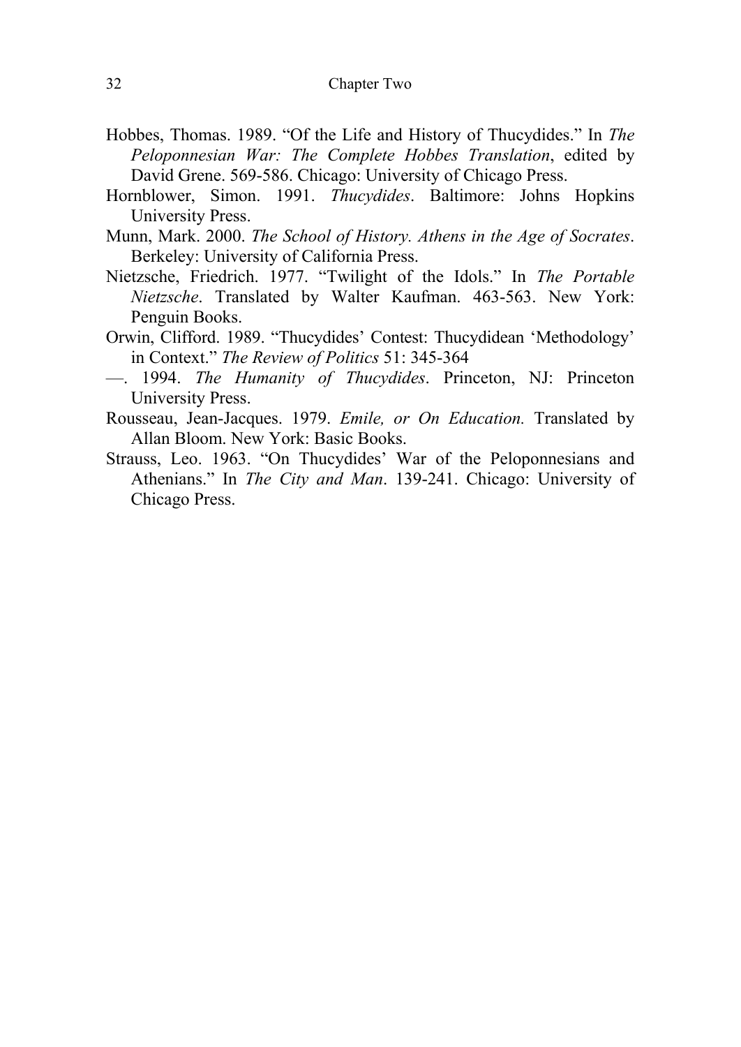Hobbes, Thomas. 1989. "Of the Life and History of Thucydides." In *The Peloponnesian War: The Complete Hobbes Translation*, edited by David Grene. 569-586. Chicago: University of Chicago Press.

Hornblower, Simon. 1991. *Thucydides*. Baltimore: Johns Hopkins University Press.

Munn, Mark. 2000. *The School of History. Athens in the Age of Socrates*. Berkeley: University of California Press.

Nietzsche, Friedrich. 1977. "Twilight of the Idols." In *The Portable Nietzsche*. Translated by Walter Kaufman. 463-563. New York: Penguin Books.

Orwin, Clifford. 1989. "Thucydides' Contest: Thucydidean 'Methodology' in Context." *The Review of Politics* 51: 345-364

—. 1994. *The Humanity of Thucydides*. Princeton, NJ: Princeton University Press.

Rousseau, Jean-Jacques. 1979. *Emile, or On Education.* Translated by Allan Bloom. New York: Basic Books.

Strauss, Leo. 1963. "On Thucydides' War of the Peloponnesians and Athenians." In *The City and Man*. 139-241. Chicago: University of Chicago Press.